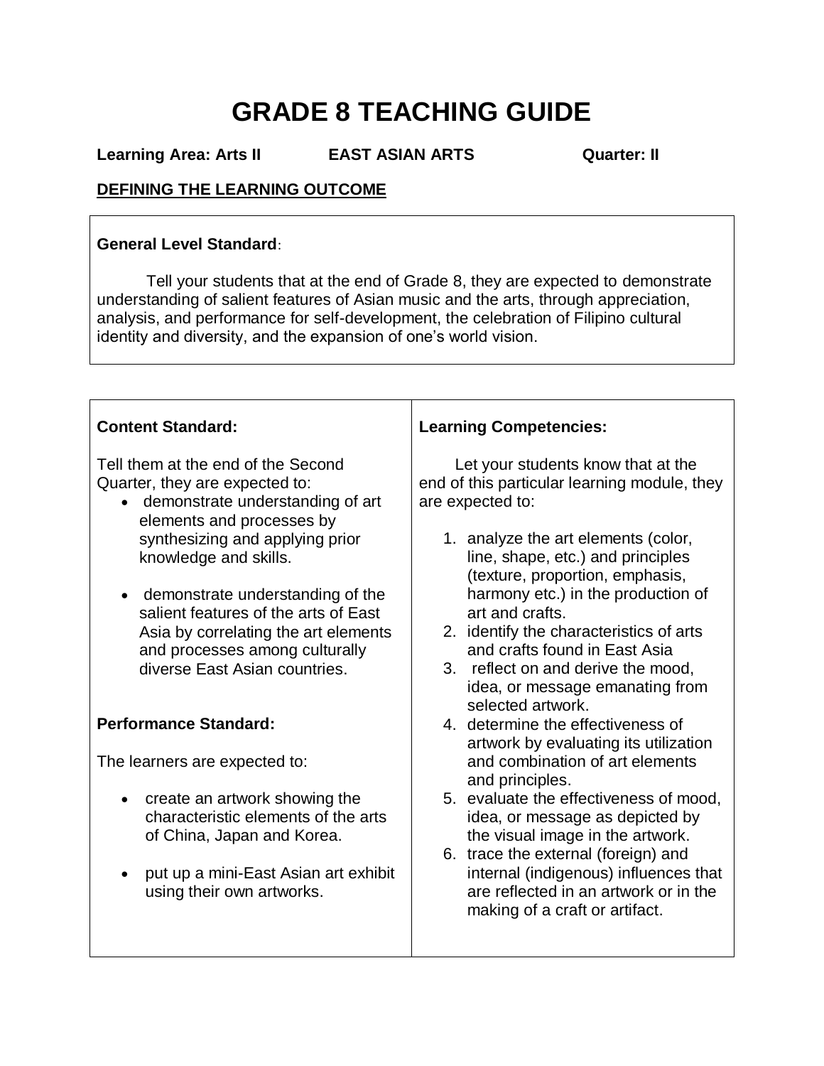# GRADE 8 TEACHING GUIDE

**Learning Area: Arts II** **EAST ASIAN ARTS** **Quarter: II**

**DEFINING THE LEARNING OUTCOME**

**General Level Standard**:

Tell your students that at the end of Grade 8, they are expected to demonstrate understanding of salient features of Asian music and the arts, through appreciation, analysis, and performance for self-development, the celebration of Filipino cultural identity and diversity, and the expansion of one's world vision.

**Content Standard:**

Tell them at the end of the Second Quarter, they are expected to:

- demonstrate understanding of art elements and processes by synthesizing and applying prior knowledge and skills.
- demonstrate understanding of the salient features of the arts of East Asia by correlating the art elements and processes among culturally diverse East Asian countries.

**Performance Standard:**

The learners are expected to:

- create an artwork showing the characteristic elements of the arts of China, Japan and Korea.
- put up a mini-East Asian art exhibit using their own artworks.

**Learning Competencies:**

Let your students know that at the end of this particular learning module, they are expected to:

1. analyze the art elements (color, line, shape, etc.) and principles (texture, proportion, emphasis, harmony etc.) in the production of art and crafts.
2. identify the characteristics of arts and crafts found in East Asia
3. reflect on and derive the mood, idea, or message emanating from selected artwork.
4. determine the effectiveness of artwork by evaluating its utilization and combination of art elements and principles.
5. evaluate the effectiveness of mood, idea, or message as depicted by the visual image in the artwork.
6. trace the external (foreign) and internal (indigenous) influences that are reflected in an artwork or in the making of a craft or artifact.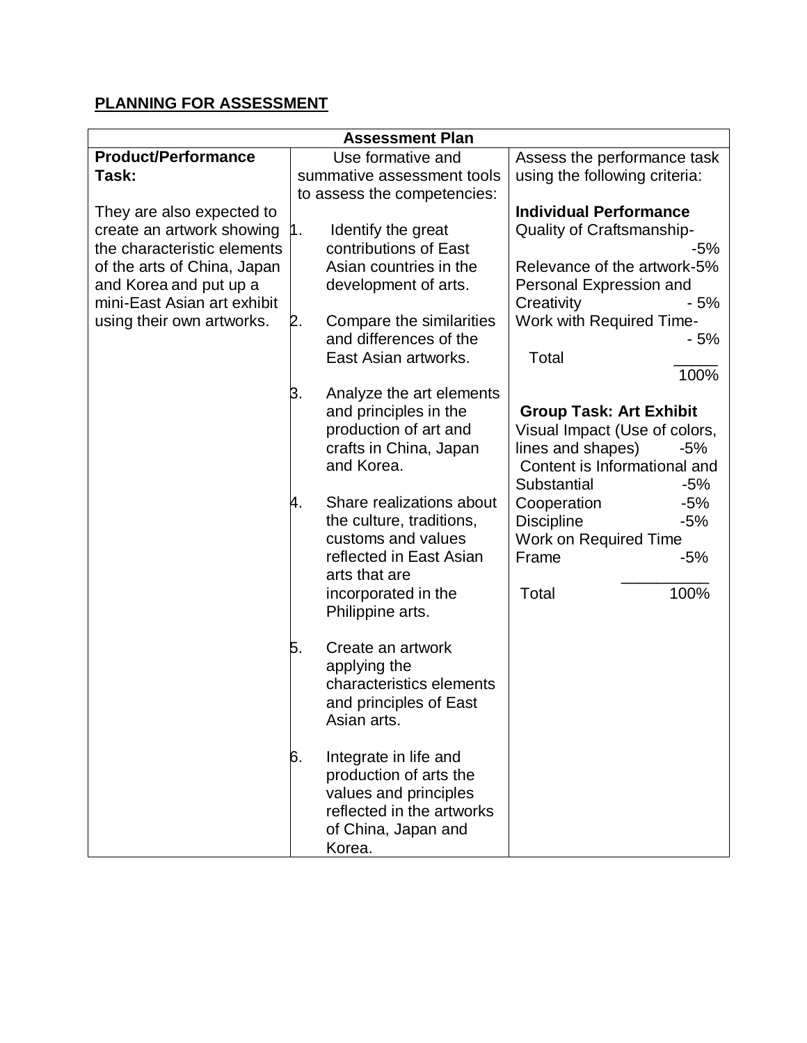**PLANNING FOR ASSESSMENT**

| Assessment Plan | | |
|---|---|---|
| **Product/Performance Task:**<br><br>They are also expected to create an artwork showing the characteristic elements of the arts of China, Japan and Korea and put up a mini-East Asian art exhibit using their own artworks. | Use formative and summative assessment tools to assess the competencies:<br><br>1. Identify the great contributions of East Asian countries in the development of arts.<br><br>2. Compare the similarities and differences of the East Asian artworks.<br><br>3. Analyze the art elements and principles in the production of art and crafts in China, Japan and Korea.<br><br>4. Share realizations about the culture, traditions, customs and values reflected in East Asian arts that are incorporated in the Philippine arts.<br><br>5. Create an artwork applying the characteristics elements and principles of East Asian arts.<br><br>6. Integrate in life and production of arts the values and principles reflected in the artworks of China, Japan and Korea. | Assess the performance task using the following criteria:<br><br>**Individual Performance**<br>Quality of Craftsmanship- -5%<br>Relevance of the artwork-5%<br>Personal Expression and Creativity - 5%<br>Work with Required Time- - 5%<br>Total 100%<br><br>**Group Task: Art Exhibit**<br>Visual Impact (Use of colors, lines and shapes) -5%<br>Content is Informational and Substantial -5%<br>Cooperation -5%<br>Discipline -5%<br>Work on Required Time Frame -5%<br>Total 100% |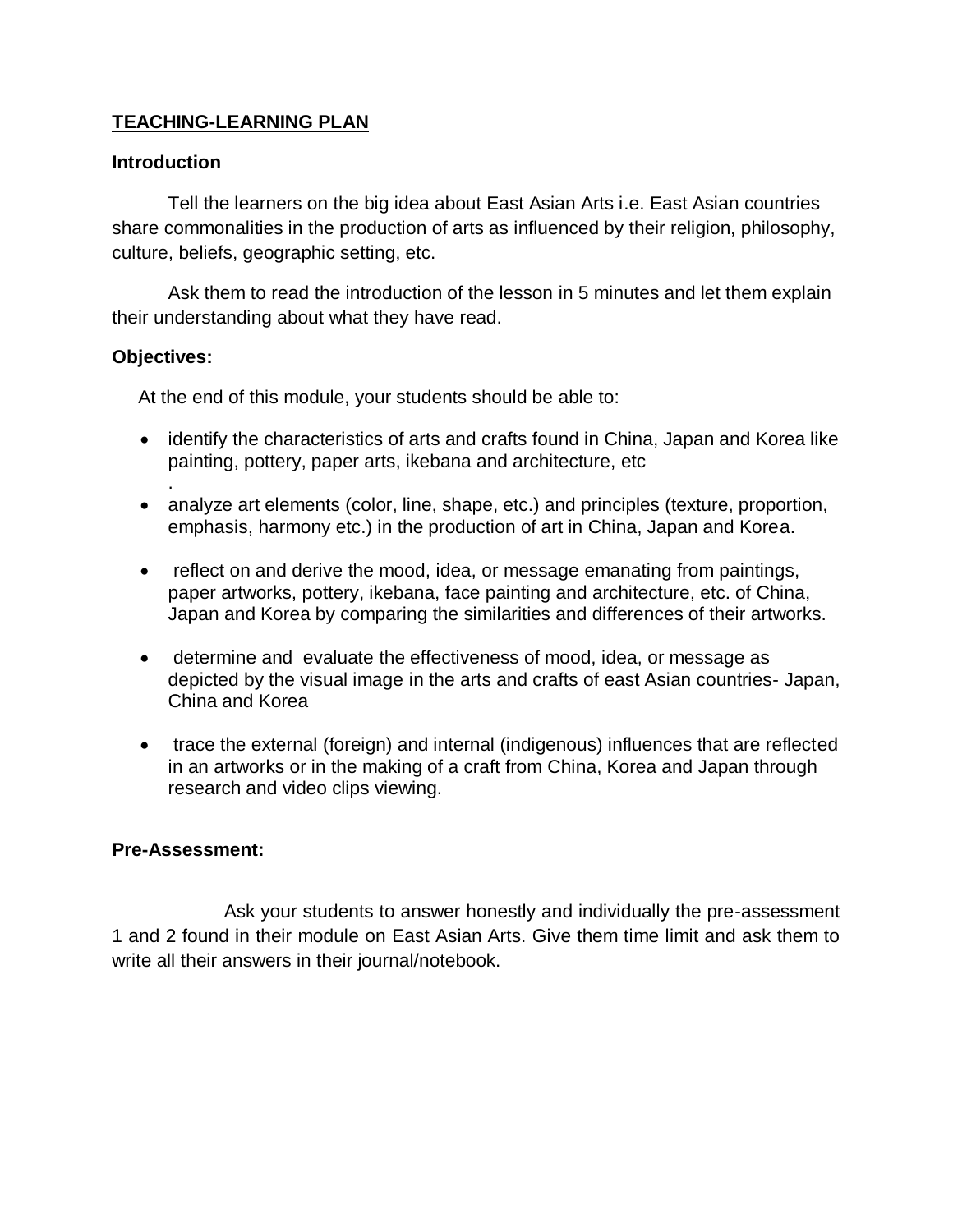# TEACHING-LEARNING PLAN

**Introduction**

Tell the learners on the big idea about East Asian Arts i.e. East Asian countries share commonalities in the production of arts as influenced by their religion, philosophy, culture, beliefs, geographic setting, etc.

Ask them to read the introduction of the lesson in 5 minutes and let them explain their understanding about what they have read.

**Objectives:**

At the end of this module, your students should be able to:

- identify the characteristics of arts and crafts found in China, Japan and Korea like painting, pottery, paper arts, ikebana and architecture, etc
  .
- analyze art elements (color, line, shape, etc.) and principles (texture, proportion, emphasis, harmony etc.) in the production of art in China, Japan and Korea.
- reflect on and derive the mood, idea, or message emanating from paintings, paper artworks, pottery, ikebana, face painting and architecture, etc. of China, Japan and Korea by comparing the similarities and differences of their artworks.
- determine and evaluate the effectiveness of mood, idea, or message as depicted by the visual image in the arts and crafts of east Asian countries- Japan, China and Korea
- trace the external (foreign) and internal (indigenous) influences that are reflected in an artworks or in the making of a craft from China, Korea and Japan through research and video clips viewing.

**Pre-Assessment:**

Ask your students to answer honestly and individually the pre-assessment 1 and 2 found in their module on East Asian Arts. Give them time limit and ask them to write all their answers in their journal/notebook.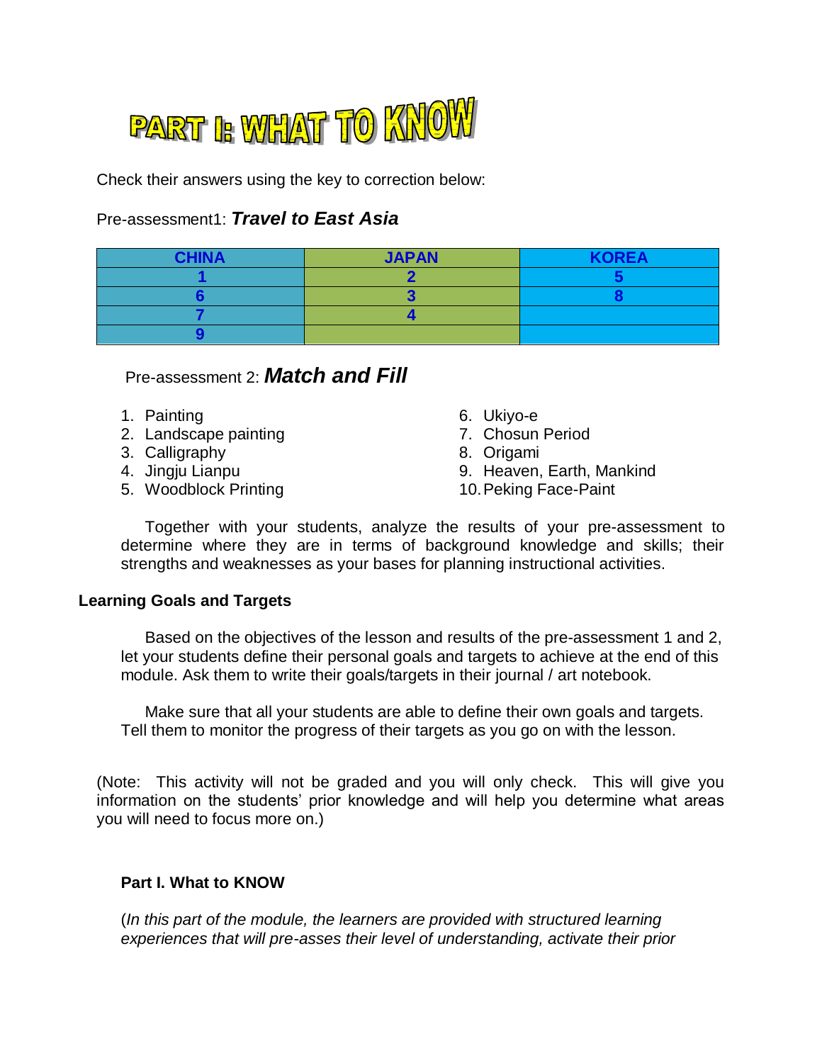# PART I: WHAT TO KNOW

Check their answers using the key to correction below:

Pre-assessment1: ***Travel to East Asia***

| CHINA | JAPAN | KOREA |
|---|---|---|
| 1 | 2 | 5 |
| 6 | 3 | 8 |
| 7 | 4 | |
| 9 | | |

Pre-assessment 2: ***Match and Fill***

1. Painting
2. Landscape painting
3. Calligraphy
4. Jingju Lianpu
5. Woodblock Printing
6. Ukiyo-e
7. Chosun Period
8. Origami
9. Heaven, Earth, Mankind
10. Peking Face-Paint

Together with your students, analyze the results of your pre-assessment to determine where they are in terms of background knowledge and skills; their strengths and weaknesses as your bases for planning instructional activities.

**Learning Goals and Targets**

Based on the objectives of the lesson and results of the pre-assessment 1 and 2, let your students define their personal goals and targets to achieve at the end of this module. Ask them to write their goals/targets in their journal / art notebook.

Make sure that all your students are able to define their own goals and targets. Tell them to monitor the progress of their targets as you go on with the lesson.

(Note: This activity will not be graded and you will only check. This will give you information on the students' prior knowledge and will help you determine what areas you will need to focus more on.)

**Part I. What to KNOW**

(*In this part of the module, the learners are provided with structured learning experiences that will pre-asses their level of understanding, activate their prior*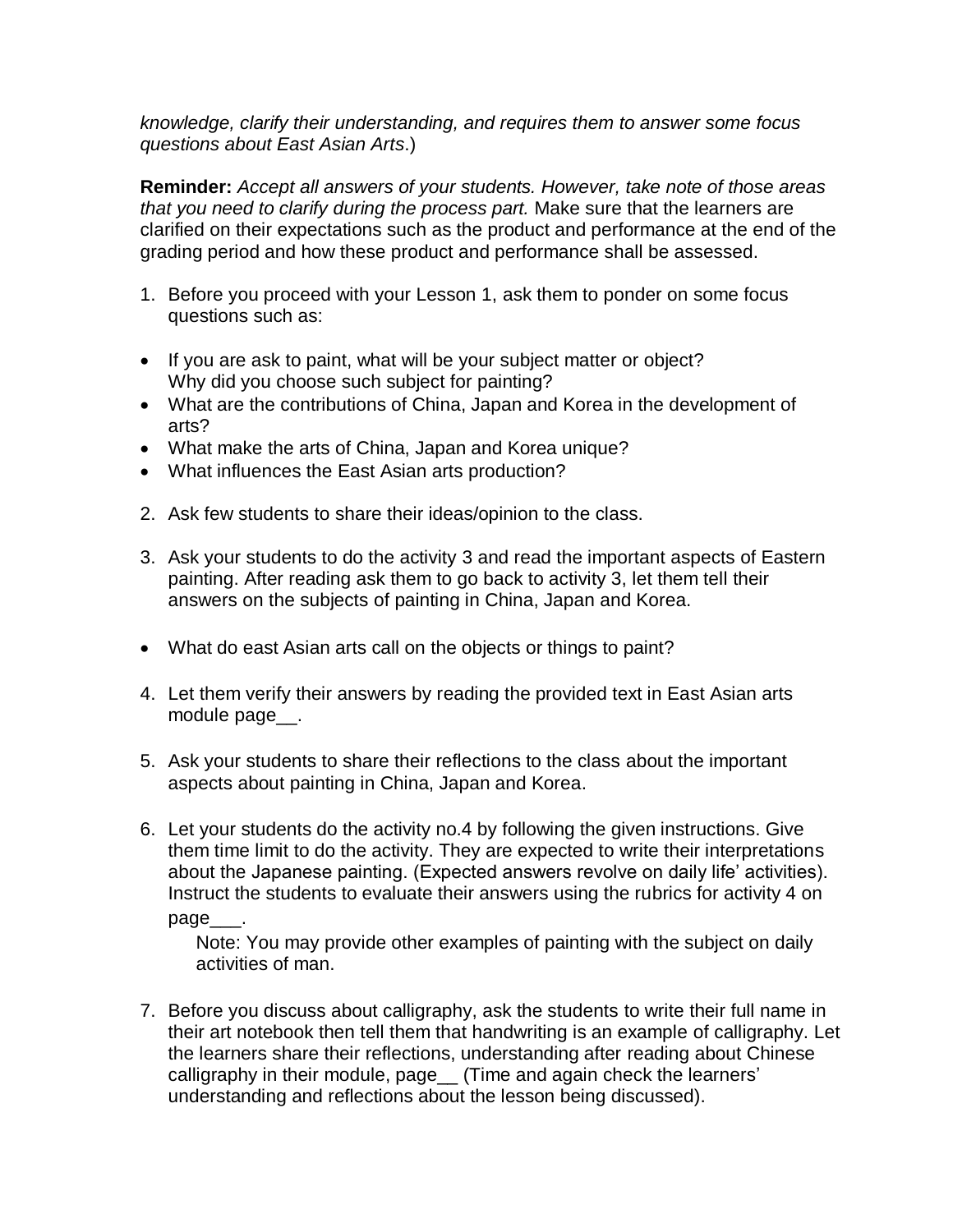*knowledge, clarify their understanding, and requires them to answer some focus questions about East Asian Arts*.)

**Reminder:** *Accept all answers of your students. However, take note of those areas that you need to clarify during the process part.* Make sure that the learners are clarified on their expectations such as the product and performance at the end of the grading period and how these product and performance shall be assessed.

1. Before you proceed with your Lesson 1, ask them to ponder on some focus questions such as:

- If you are ask to paint, what will be your subject matter or object? Why did you choose such subject for painting?
- What are the contributions of China, Japan and Korea in the development of arts?
- What make the arts of China, Japan and Korea unique?
- What influences the East Asian arts production?

2. Ask few students to share their ideas/opinion to the class.

3. Ask your students to do the activity 3 and read the important aspects of Eastern painting. After reading ask them to go back to activity 3, let them tell their answers on the subjects of painting in China, Japan and Korea.

- What do east Asian arts call on the objects or things to paint?

4. Let them verify their answers by reading the provided text in East Asian arts module page__.

5. Ask your students to share their reflections to the class about the important aspects about painting in China, Japan and Korea.

6. Let your students do the activity no.4 by following the given instructions. Give them time limit to do the activity. They are expected to write their interpretations about the Japanese painting. (Expected answers revolve on daily life' activities). Instruct the students to evaluate their answers using the rubrics for activity 4 on page___.

   Note: You may provide other examples of painting with the subject on daily activities of man.

7. Before you discuss about calligraphy, ask the students to write their full name in their art notebook then tell them that handwriting is an example of calligraphy. Let the learners share their reflections, understanding after reading about Chinese calligraphy in their module, page__ (Time and again check the learners' understanding and reflections about the lesson being discussed).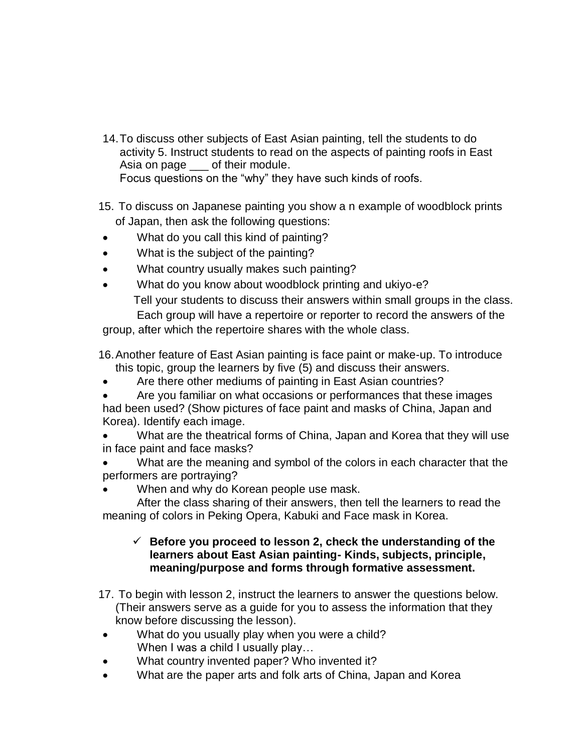14. To discuss other subjects of East Asian painting, tell the students to do activity 5. Instruct students to read on the aspects of painting roofs in East Asia on page ___ of their module.
    Focus questions on the "why" they have such kinds of roofs.

15. To discuss on Japanese painting you show a n example of woodblock prints of Japan, then ask the following questions:

- What do you call this kind of painting?
- What is the subject of the painting?
- What country usually makes such painting?
- What do you know about woodblock printing and ukiyo-e?

Tell your students to discuss their answers within small groups in the class. Each group will have a repertoire or reporter to record the answers of the group, after which the repertoire shares with the whole class.

16. Another feature of East Asian painting is face paint or make-up. To introduce this topic, group the learners by five (5) and discuss their answers.

- Are there other mediums of painting in East Asian countries?
- Are you familiar on what occasions or performances that these images had been used? (Show pictures of face paint and masks of China, Japan and Korea). Identify each image.
- What are the theatrical forms of China, Japan and Korea that they will use in face paint and face masks?
- What are the meaning and symbol of the colors in each character that the performers are portraying?
- When and why do Korean people use mask.

After the class sharing of their answers, then tell the learners to read the meaning of colors in Peking Opera, Kabuki and Face mask in Korea.

- ✓ **Before you proceed to lesson 2, check the understanding of the learners about East Asian painting- Kinds, subjects, principle, meaning/purpose and forms through formative assessment.**

17. To begin with lesson 2, instruct the learners to answer the questions below. (Their answers serve as a guide for you to assess the information that they know before discussing the lesson).

- What do you usually play when you were a child?
  When I was a child I usually play…
- What country invented paper? Who invented it?
- What are the paper arts and folk arts of China, Japan and Korea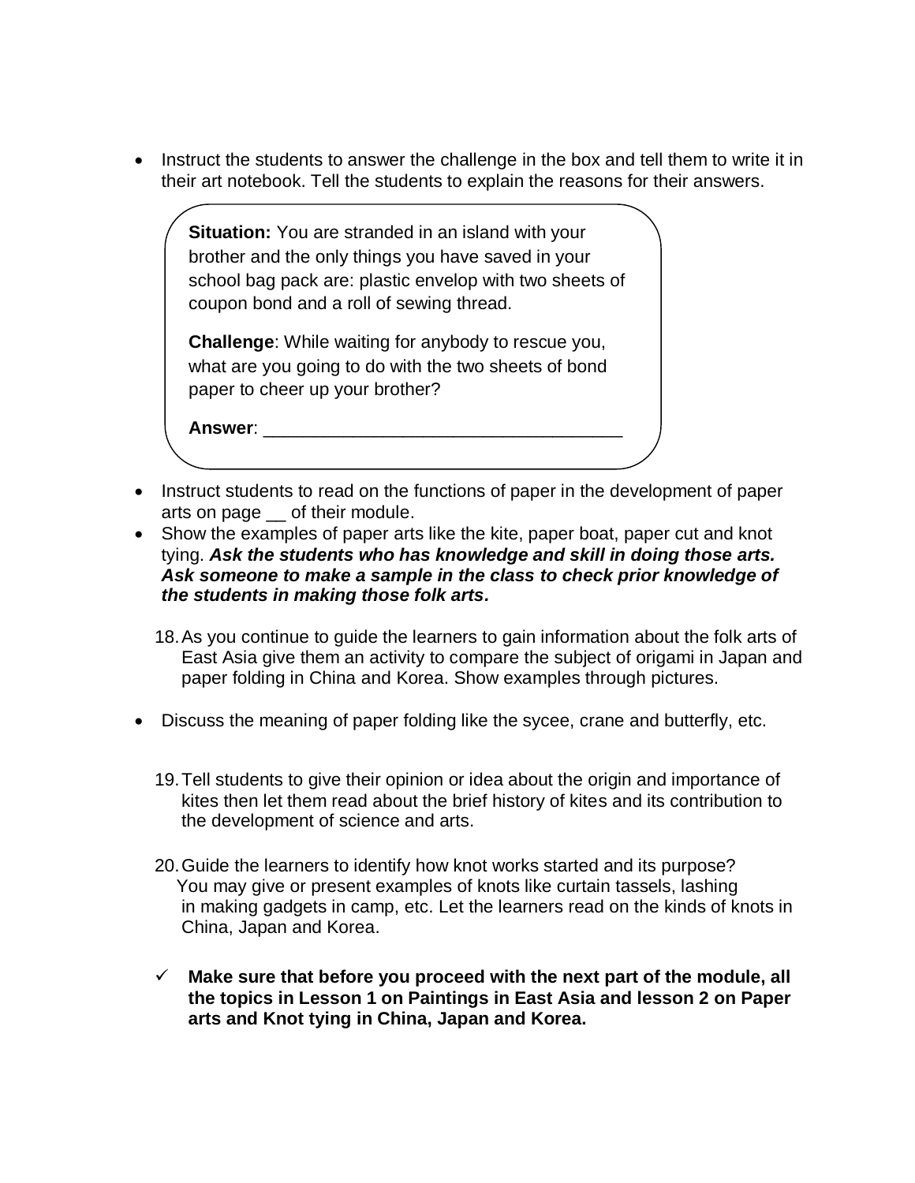- Instruct the students to answer the challenge in the box and tell them to write it in their art notebook. Tell the students to explain the reasons for their answers.

> **Situation:** You are stranded in an island with your brother and the only things you have saved in your school bag pack are: plastic envelop with two sheets of coupon bond and a roll of sewing thread.
>
> **Challenge**: While waiting for anybody to rescue you, what are you going to do with the two sheets of bond paper to cheer up your brother?
>
> **Answer**: ___________________________________

- Instruct students to read on the functions of paper in the development of paper arts on page __ of their module.
- Show the examples of paper arts like the kite, paper boat, paper cut and knot tying. ***Ask the students who has knowledge and skill in doing those arts. Ask someone to make a sample in the class to check prior knowledge of the students in making those folk arts.***

18. As you continue to guide the learners to gain information about the folk arts of East Asia give them an activity to compare the subject of origami in Japan and paper folding in China and Korea. Show examples through pictures.

- Discuss the meaning of paper folding like the sycee, crane and butterfly, etc.

19. Tell students to give their opinion or idea about the origin and importance of kites then let them read about the brief history of kites and its contribution to the development of science and arts.

20. Guide the learners to identify how knot works started and its purpose? You may give or present examples of knots like curtain tassels, lashing in making gadgets in camp, etc. Let the learners read on the kinds of knots in China, Japan and Korea.

✓ **Make sure that before you proceed with the next part of the module, all the topics in Lesson 1 on Paintings in East Asia and lesson 2 on Paper arts and Knot tying in China, Japan and Korea.**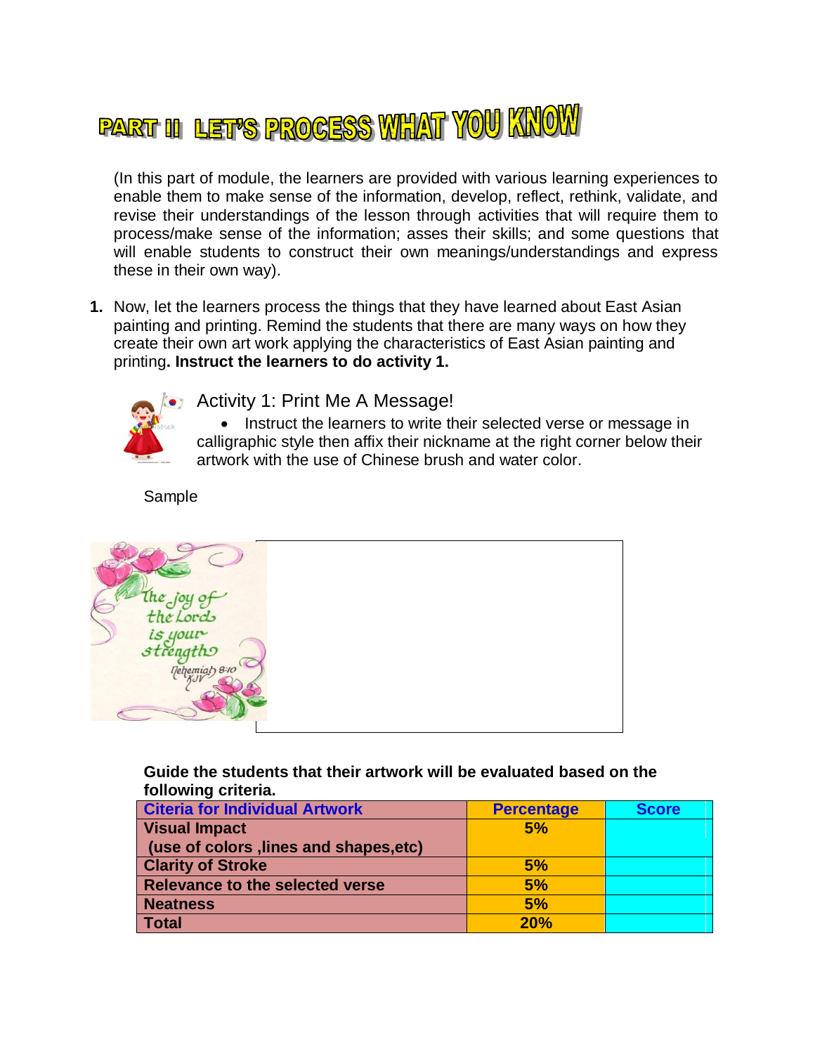# PART II LET'S PROCESS WHAT YOU KNOW

(In this part of module, the learners are provided with various learning experiences to enable them to make sense of the information, develop, reflect, rethink, validate, and revise their understandings of the lesson through activities that will require them to process/make sense of the information; asses their skills; and some questions that will enable students to construct their own meanings/understandings and express these in their own way).

1. Now, let the learners process the things that they have learned about East Asian painting and printing. Remind the students that there are many ways on how they create their own art work applying the characteristics of East Asian painting and printing**. Instruct the learners to do activity 1.**

## Activity 1: Print Me A Message!

- Instruct the learners to write their selected verse or message in calligraphic style then affix their nickname at the right corner below their artwork with the use of Chinese brush and water color.

Sample

**Guide the students that their artwork will be evaluated based on the following criteria.**

| Citeria for Individual Artwork | Percentage | Score |
|---|---|---|
| **Visual Impact (use of colors ,lines and shapes,etc)** | **5%** | |
| **Clarity of Stroke** | **5%** | |
| **Relevance to the selected verse** | **5%** | |
| **Neatness** | **5%** | |
| **Total** | **20%** | |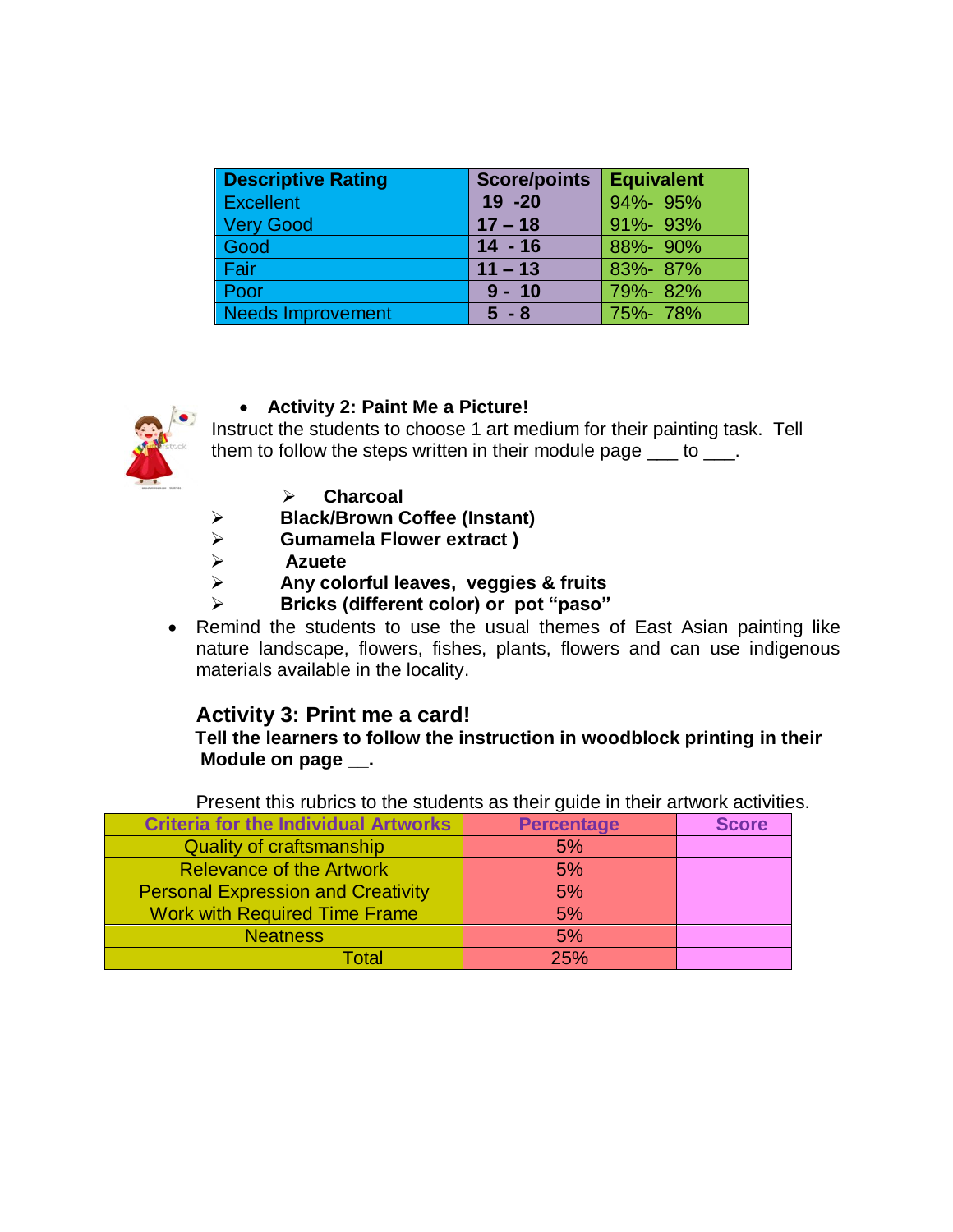| Descriptive Rating | Score/points | Equivalent |
| --- | --- | --- |
| Excellent | 19 -20 | 94%- 95% |
| Very Good | 17 – 18 | 91%- 93% |
| Good | 14 - 16 | 88%- 90% |
| Fair | 11 – 13 | 83%- 87% |
| Poor | 9 - 10 | 79%- 82% |
| Needs Improvement | 5 - 8 | 75%- 78% |

- **Activity 2: Paint Me a Picture!**

Instruct the students to choose 1 art medium for their painting task. Tell them to follow the steps written in their module page ___ to ___.

- **Charcoal**
- **Black/Brown Coffee (Instant)**
- **Gumamela Flower extract )**
- **Azuete**
- **Any colorful leaves, veggies & fruits**
- **Bricks (different color) or pot "paso"**

- Remind the students to use the usual themes of East Asian painting like nature landscape, flowers, fishes, plants, flowers and can use indigenous materials available in the locality.

## Activity 3: Print me a card!

**Tell the learners to follow the instruction in woodblock printing in their Module on page __.**

Present this rubrics to the students as their guide in their artwork activities.

| Criteria for the Individual Artworks | Percentage | Score |
| --- | --- | --- |
| Quality of craftsmanship | 5% | |
| Relevance of the Artwork | 5% | |
| Personal Expression and Creativity | 5% | |
| Work with Required Time Frame | 5% | |
| Neatness | 5% | |
| Total | 25% | |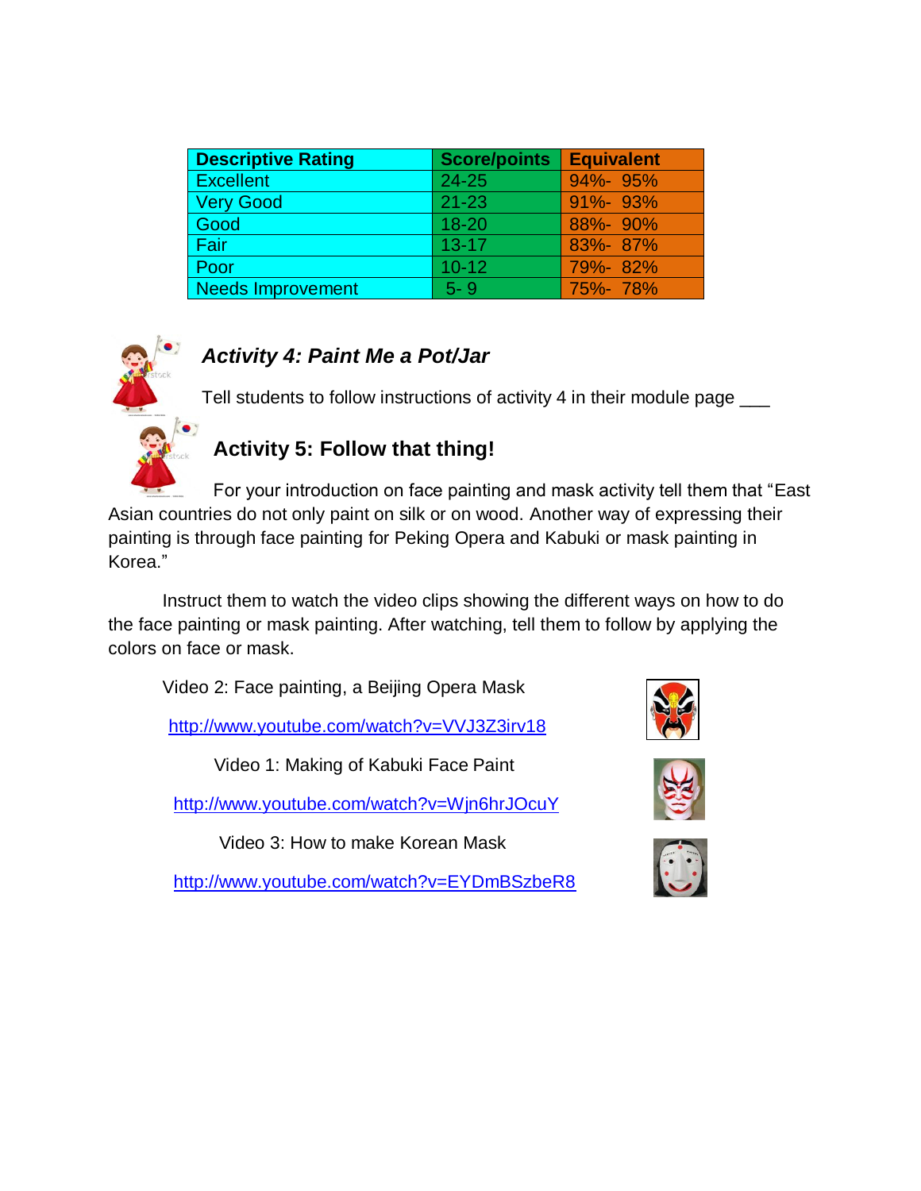| Descriptive Rating | Score/points | Equivalent |
| --- | --- | --- |
| Excellent | 24-25 | 94%- 95% |
| Very Good | 21-23 | 91%- 93% |
| Good | 18-20 | 88%- 90% |
| Fair | 13-17 | 83%- 87% |
| Poor | 10-12 | 79%- 82% |
| Needs Improvement | 5- 9 | 75%- 78% |

### *Activity 4: Paint Me a Pot/Jar*

Tell students to follow instructions of activity 4 in their module page ___

### Activity 5: Follow that thing!

For your introduction on face painting and mask activity tell them that "East Asian countries do not only paint on silk or on wood. Another way of expressing their painting is through face painting for Peking Opera and Kabuki or mask painting in Korea."

Instruct them to watch the video clips showing the different ways on how to do the face painting or mask painting. After watching, tell them to follow by applying the colors on face or mask.

Video 2: Face painting, a Beijing Opera Mask

http://www.youtube.com/watch?v=VVJ3Z3irv18

Video 1: Making of Kabuki Face Paint

http://www.youtube.com/watch?v=Wjn6hrJOcuY

Video 3: How to make Korean Mask

http://www.youtube.com/watch?v=EYDmBSzbeR8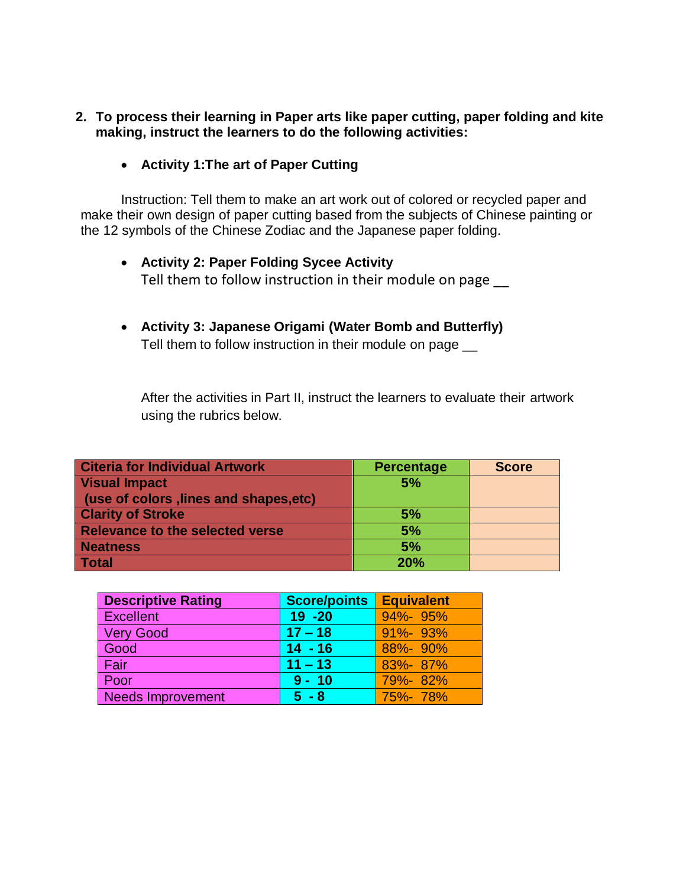2. **To process their learning in Paper arts like paper cutting, paper folding and kite making, instruct the learners to do the following activities:**

   - **Activity 1:The art of Paper Cutting**

Instruction: Tell them to make an art work out of colored or recycled paper and make their own design of paper cutting based from the subjects of Chinese painting or the 12 symbols of the Chinese Zodiac and the Japanese paper folding.

   - **Activity 2: Paper Folding Sycee Activity**
     Tell them to follow instruction in their module on page __

   - **Activity 3: Japanese Origami (Water Bomb and Butterfly)**
     Tell them to follow instruction in their module on page __

After the activities in Part II, instruct the learners to evaluate their artwork using the rubrics below.

| Citeria for Individual Artwork | Percentage | Score |
|---|---|---|
| **Visual Impact (use of colors ,lines and shapes,etc)** | **5%** | |
| **Clarity of Stroke** | **5%** | |
| **Relevance to the selected verse** | **5%** | |
| **Neatness** | **5%** | |
| **Total** | **20%** | |

| Descriptive Rating | Score/points | Equivalent |
|---|---|---|
| Excellent | **19 -20** | 94%- 95% |
| Very Good | **17 – 18** | 91%- 93% |
| Good | **14 - 16** | 88%- 90% |
| Fair | **11 – 13** | 83%- 87% |
| Poor | **9 - 10** | 79%- 82% |
| Needs Improvement | **5 - 8** | 75%- 78% |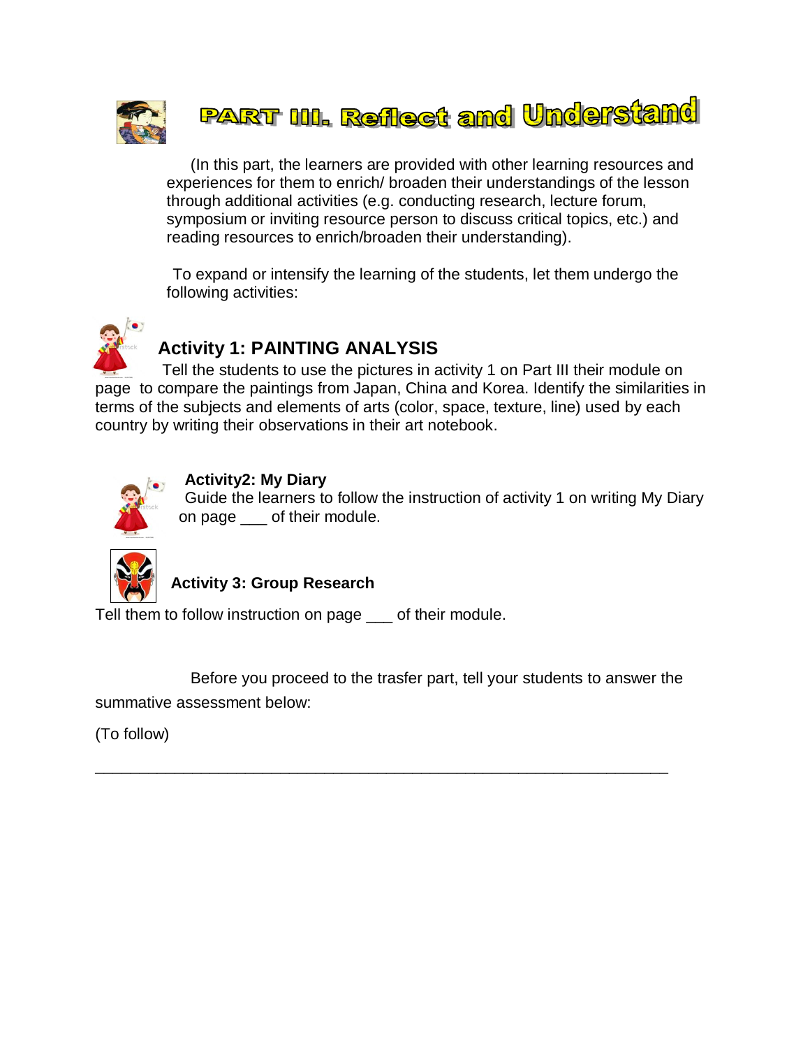# PART III. Reflect and Understand

(In this part, the learners are provided with other learning resources and experiences for them to enrich/ broaden their understandings of the lesson through additional activities (e.g. conducting research, lecture forum, symposium or inviting resource person to discuss critical topics, etc.) and reading resources to enrich/broaden their understanding).

To expand or intensify the learning of the students, let them undergo the following activities:

## Activity 1: PAINTING ANALYSIS

Tell the students to use the pictures in activity 1 on Part III their module on page to compare the paintings from Japan, China and Korea. Identify the similarities in terms of the subjects and elements of arts (color, space, texture, line) used by each country by writing their observations in their art notebook.

### Activity2: My Diary

Guide the learners to follow the instruction of activity 1 on writing My Diary on page ___ of their module.

### Activity 3: Group Research

Tell them to follow instruction on page ___ of their module.

Before you proceed to the trasfer part, tell your students to answer the summative assessment below:

(To follow)

___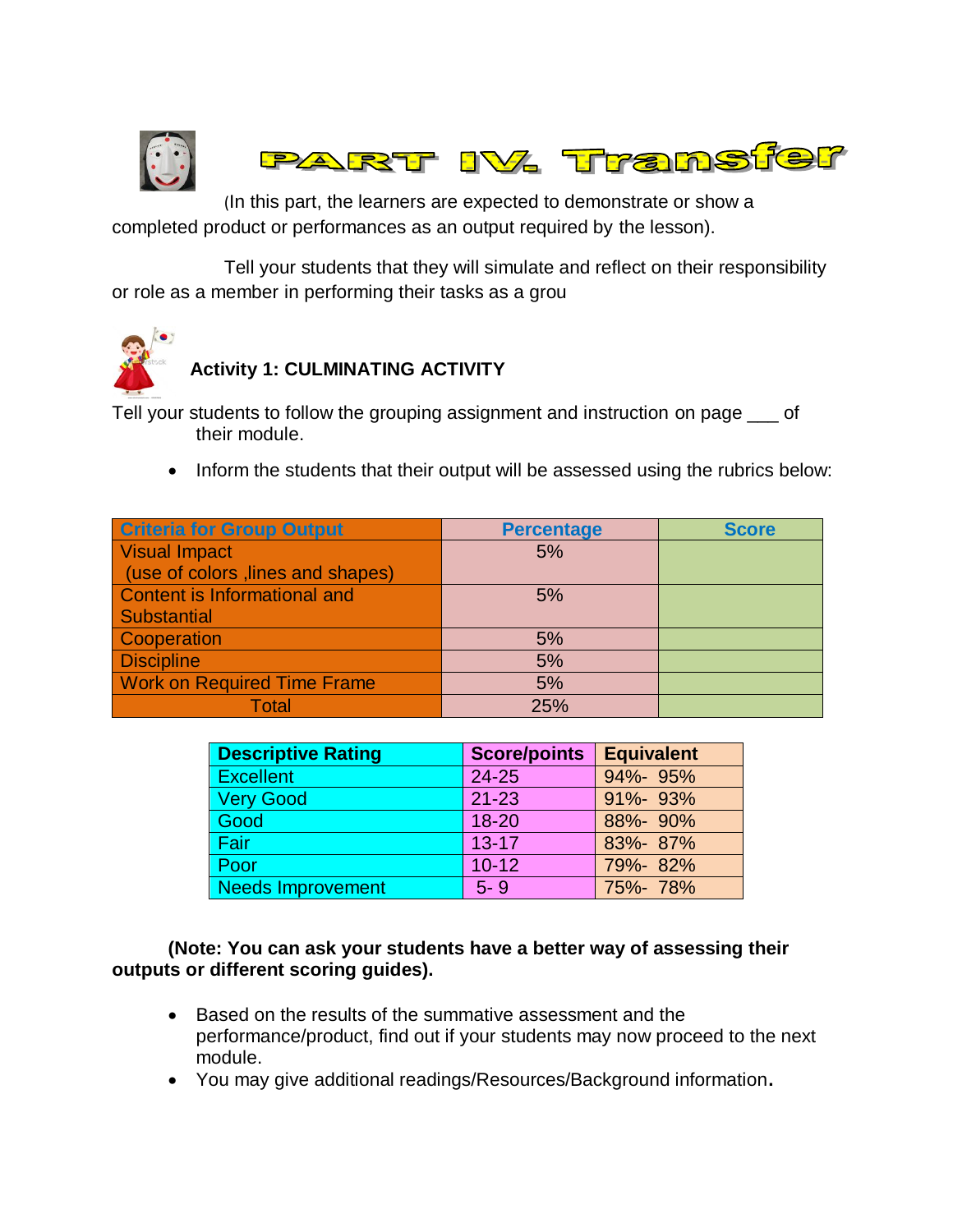# PART IV. Transfer

(In this part, the learners are expected to demonstrate or show a completed product or performances as an output required by the lesson).

Tell your students that they will simulate and reflect on their responsibility or role as a member in performing their tasks as a grou

### Activity 1: CULMINATING ACTIVITY

Tell your students to follow the grouping assignment and instruction on page ___ of their module.

- Inform the students that their output will be assessed using the rubrics below:

| Criteria for Group Output | Percentage | Score |
|---|---|---|
| Visual Impact (use of colors ,lines and shapes) | 5% | |
| Content is Informational and Substantial | 5% | |
| Cooperation | 5% | |
| Discipline | 5% | |
| Work on Required Time Frame | 5% | |
| Total | 25% | |

| Descriptive Rating | Score/points | Equivalent |
|---|---|---|
| Excellent | 24-25 | 94%- 95% |
| Very Good | 21-23 | 91%- 93% |
| Good | 18-20 | 88%- 90% |
| Fair | 13-17 | 83%- 87% |
| Poor | 10-12 | 79%- 82% |
| Needs Improvement | 5- 9 | 75%- 78% |

**(Note: You can ask your students have a better way of assessing their outputs or different scoring guides).**

- Based on the results of the summative assessment and the performance/product, find out if your students may now proceed to the next module.
- You may give additional readings/Resources/Background information**.**